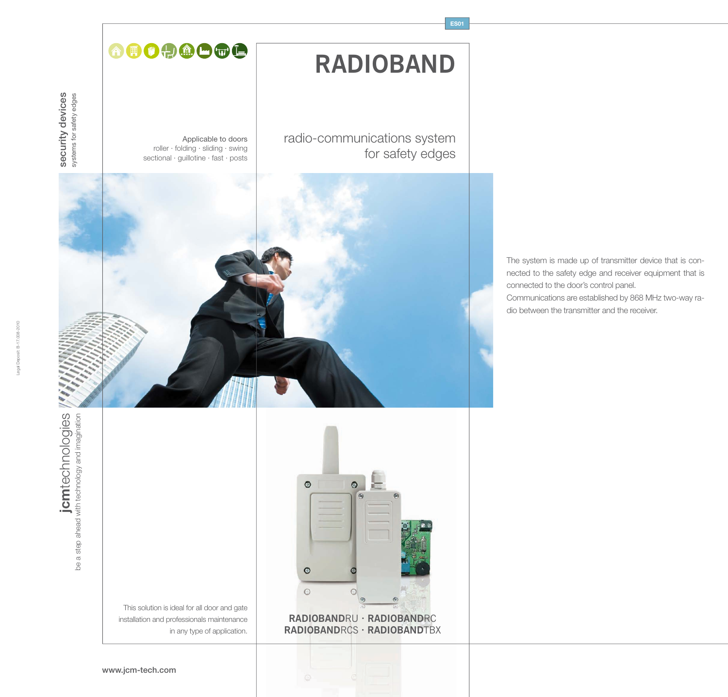ES01

security devices
systems for safety edges

# RADIOBAND

## radio-communications system for safety edges

Applicable to doors
roller · folding · sliding · swing
sectional · guillotine · fast · posts

The system is made up of transmitter device that is connected to the safety edge and receiver equipment that is connected to the door's control panel.
Communications are established by 868 MHz two-way radio between the transmitter and the receiver.

**jcm**technologies
be a step ahead with technology and imagination

This solution is ideal for all door and gate installation and professionals maintenance in any type of application.

**RADIOBAND**RU · **RADIOBAND**RC
**RADIOBAND**RCS · **RADIOBAND**TBX

**www.jcm-tech.com**

Legal Deposit: B-17.008-2010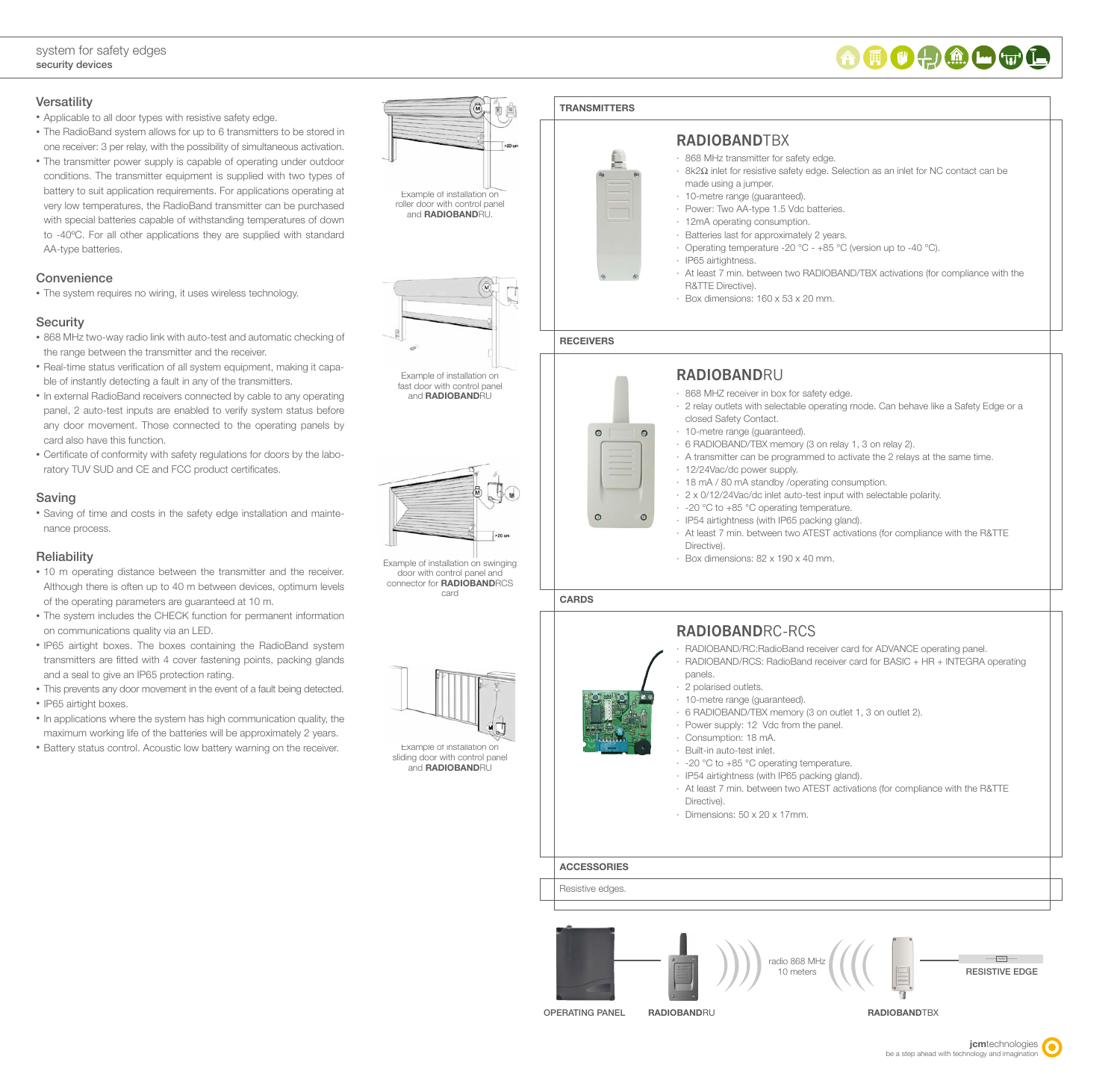system for safety edges
**security devices**

## Versatility

- Applicable to all door types with resistive safety edge.
- The RadioBand system allows for up to 6 transmitters to be stored in one receiver: 3 per relay, with the possibility of simultaneous activation.
- The transmitter power supply is capable of operating under outdoor conditions. The transmitter equipment is supplied with two types of battery to suit application requirements. For applications operating at very low temperatures, the RadioBand transmitter can be purchased with special batteries capable of withstanding temperatures of down to -40ºC. For all other applications they are supplied with standard AA-type batteries.

## Convenience

- The system requires no wiring, it uses wireless technology.

## Security

- 868 MHz two-way radio link with auto-test and automatic checking of the range between the transmitter and the receiver.
- Real-time status verification of all system equipment, making it capable of instantly detecting a fault in any of the transmitters.
- In external RadioBand receivers connected by cable to any operating panel, 2 auto-test inputs are enabled to verify system status before any door movement. Those connected to the operating panels by card also have this function.
- Certificate of conformity with safety regulations for doors by the laboratory TUV SUD and CE and FCC product certificates.

## Saving

- Saving of time and costs in the safety edge installation and maintenance process.

## Reliability

- 10 m operating distance between the transmitter and the receiver. Although there is often up to 40 m between devices, optimum levels of the operating parameters are guaranteed at 10 m.
- The system includes the CHECK function for permanent information on communications quality via an LED.
- IP65 airtight boxes. The boxes containing the RadioBand system transmitters are fitted with 4 cover fastening points, packing glands and a seal to give an IP65 protection rating.
- This prevents any door movement in the event of a fault being detected.
- IP65 airtight boxes.
- In applications where the system has high communication quality, the maximum working life of the batteries will be approximately 2 years.
- Battery status control. Acoustic low battery warning on the receiver.

Example of installation on roller door with control panel and **RADIOBAND**RU.

Example of installation on fast door with control panel and **RADIOBAND**RU

Example of installation on swinging door with control panel and connector for **RADIOBAND**RCS card

Example of installation on sliding door with control panel and **RADIOBAND**RU

### TRANSMITTERS

#### RADIOBANDTBX

- 868 MHz transmitter for safety edge.
- 8k2Ω inlet for resistive safety edge. Selection as an inlet for NC contact can be made using a jumper.
- 10-metre range (guaranteed).
- Power: Two AA-type 1.5 Vdc batteries.
- 12mA operating consumption.
- Batteries last for approximately 2 years.
- Operating temperature -20 °C - +85 °C (version up to -40 °C).
- IP65 airtightness.
- At least 7 min. between two RADIOBAND/TBX activations (for compliance with the R&TTE Directive).
- Box dimensions: 160 x 53 x 20 mm.

### RECEIVERS

#### RADIOBANDRU

- 868 MHZ receiver in box for safety edge.
- 2 relay outlets with selectable operating mode. Can behave like a Safety Edge or a closed Safety Contact.
- 10-metre range (guaranteed).
- 6 RADIOBAND/TBX memory (3 on relay 1, 3 on relay 2).
- A transmitter can be programmed to activate the 2 relays at the same time.
- 12/24Vac/dc power supply.
- 18 mA / 80 mA standby /operating consumption.
- 2 x 0/12/24Vac/dc inlet auto-test input with selectable polarity.
- -20 °C to +85 °C operating temperature.
- IP54 airtightness (with IP65 packing gland).
- At least 7 min. between two ATEST activations (for compliance with the R&TTE Directive).
- Box dimensions: 82 x 190 x 40 mm.

### CARDS

#### RADIOBANDRC-RCS

- RADIOBAND/RC:RadioBand receiver card for ADVANCE operating panel.
- RADIOBAND/RCS: RadioBand receiver card for BASIC + HR + INTEGRA operating panels.
- 2 polarised outlets.
- 10-metre range (guaranteed).
- 6 RADIOBAND/TBX memory (3 on outlet 1, 3 on outlet 2).
- Power supply: 12 Vdc from the panel.
- Consumption: 18 mA.
- Built-in auto-test inlet.
- -20 °C to +85 °C operating temperature.
- IP54 airtightness (with IP65 packing gland).
- At least 7 min. between two ATEST activations (for compliance with the R&TTE Directive).
- Dimensions: 50 x 20 x 17mm.

### ACCESSORIES

Resistive edges.

OPERATING PANEL
RADIOBANDRU
radio 868 MHz
10 meters
RADIOBANDTBX
RESISTIVE EDGE

**jcm**technologies
be a step ahead with technology and imagination